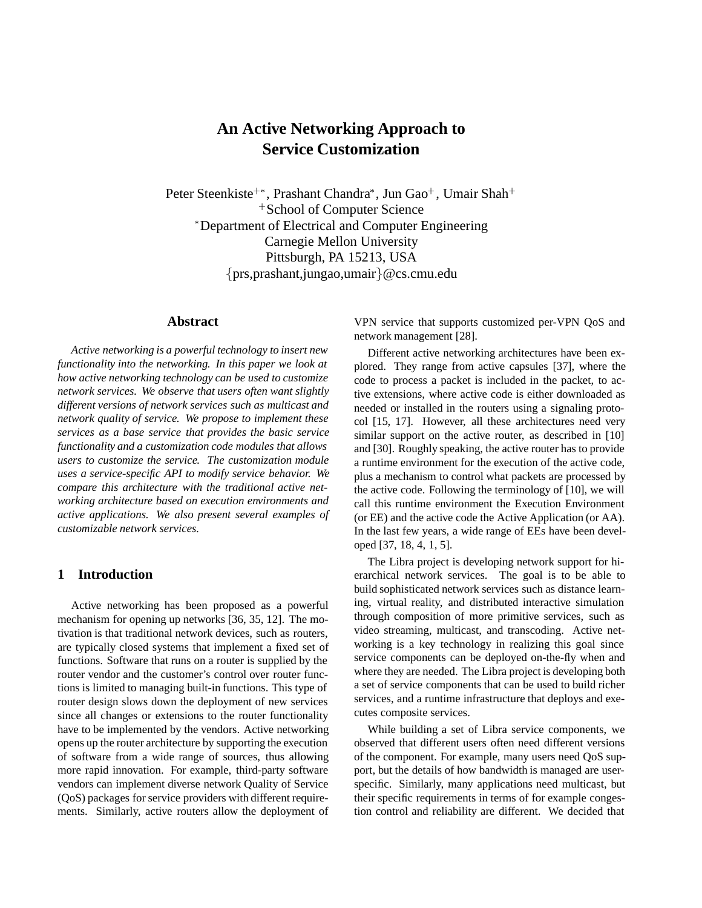# An Active Networking Approach to Service Customization

Peter Steenkiste[+*], Prashant Chandra[*], Jun Gao[+], Umair Shah[+]
[+]School of Computer Science
[*]Department of Electrical and Computer Engineering
Carnegie Mellon University
Pittsburgh, PA 15213, USA
{prs,prashant,jungao,umair}@cs.cmu.edu

## Abstract

*Active networking is a powerful technology to insert new functionality into the networking. In this paper we look at how active networking technology can be used to customize network services. We observe that users often want slightly different versions of network services such as multicast and network quality of service. We propose to implement these services as a base service that provides the basic service functionality and a customization code modules that allows users to customize the service. The customization module uses a service-specific API to modify service behavior. We compare this architecture with the traditional active networking architecture based on execution environments and active applications. We also present several examples of customizable network services.*

## 1 Introduction

Active networking has been proposed as a powerful mechanism for opening up networks [36, 35, 12]. The motivation is that traditional network devices, such as routers, are typically closed systems that implement a fixed set of functions. Software that runs on a router is supplied by the router vendor and the customer's control over router functions is limited to managing built-in functions. This type of router design slows down the deployment of new services since all changes or extensions to the router functionality have to be implemented by the vendors. Active networking opens up the router architecture by supporting the execution of software from a wide range of sources, thus allowing more rapid innovation. For example, third-party software vendors can implement diverse network Quality of Service (QoS) packages for service providers with different requirements. Similarly, active routers allow the deployment of VPN service that supports customized per-VPN QoS and network management [28].

Different active networking architectures have been explored. They range from active capsules [37], where the code to process a packet is included in the packet, to active extensions, where active code is either downloaded as needed or installed in the routers using a signaling protocol [15, 17]. However, all these architectures need very similar support on the active router, as described in [10] and [30]. Roughly speaking, the active router has to provide a runtime environment for the execution of the active code, plus a mechanism to control what packets are processed by the active code. Following the terminology of [10], we will call this runtime environment the Execution Environment (or EE) and the active code the Active Application (or AA). In the last few years, a wide range of EEs have been developed [37, 18, 4, 1, 5].

The Libra project is developing network support for hierarchical network services. The goal is to be able to build sophisticated network services such as distance learning, virtual reality, and distributed interactive simulation through composition of more primitive services, such as video streaming, multicast, and transcoding. Active networking is a key technology in realizing this goal since service components can be deployed on-the-fly when and where they are needed. The Libra project is developing both a set of service components that can be used to build richer services, and a runtime infrastructure that deploys and executes composite services.

While building a set of Libra service components, we observed that different users often need different versions of the component. For example, many users need QoS support, but the details of how bandwidth is managed are user-specific. Similarly, many applications need multicast, but their specific requirements in terms of for example congestion control and reliability are different. We decided that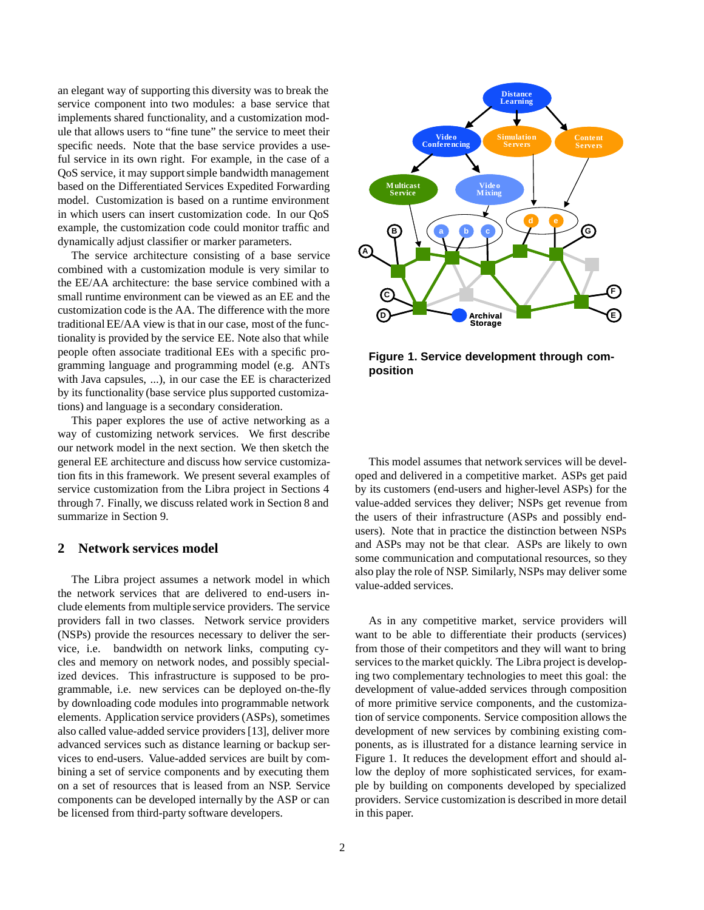an elegant way of supporting this diversity was to break the service component into two modules: a base service that implements shared functionality, and a customization module that allows users to "fine tune" the service to meet their specific needs. Note that the base service provides a useful service in its own right. For example, in the case of a QoS service, it may support simple bandwidth management based on the Differentiated Services Expedited Forwarding model. Customization is based on a runtime environment in which users can insert customization code. In our QoS example, the customization code could monitor traffic and dynamically adjust classifier or marker parameters.

The service architecture consisting of a base service combined with a customization module is very similar to the EE/AA architecture: the base service combined with a small runtime environment can be viewed as an EE and the customization code is the AA. The difference with the more traditional EE/AA view is that in our case, most of the functionality is provided by the service EE. Note also that while people often associate traditional EEs with a specific programming language and programming model (e.g. ANTs with Java capsules, ...), in our case the EE is characterized by its functionality (base service plus supported customizations) and language is a secondary consideration.

This paper explores the use of active networking as a way of customizing network services. We first describe our network model in the next section. We then sketch the general EE architecture and discuss how service customization fits in this framework. We present several examples of service customization from the Libra project in Sections 4 through 7. Finally, we discuss related work in Section 8 and summarize in Section 9.

## 2 Network services model

The Libra project assumes a network model in which the network services that are delivered to end-users include elements from multiple service providers. The service providers fall in two classes. Network service providers (NSPs) provide the resources necessary to deliver the service, i.e. bandwidth on network links, computing cycles and memory on network nodes, and possibly specialized devices. This infrastructure is supposed to be programmable, i.e. new services can be deployed on-the-fly by downloading code modules into programmable network elements. Application service providers (ASPs), sometimes also called value-added service providers [13], deliver more advanced services such as distance learning or backup services to end-users. Value-added services are built by combining a set of service components and by executing them on a set of resources that is leased from an NSP. Service components can be developed internally by the ASP or can be licensed from third-party software developers.

**Figure 1. Service development through composition**

This model assumes that network services will be developed and delivered in a competitive market. ASPs get paid by its customers (end-users and higher-level ASPs) for the value-added services they deliver; NSPs get revenue from the users of their infrastructure (ASPs and possibly end-users). Note that in practice the distinction between NSPs and ASPs may not be that clear. ASPs are likely to own some communication and computational resources, so they also play the role of NSP. Similarly, NSPs may deliver some value-added services.

As in any competitive market, service providers will want to be able to differentiate their products (services) from those of their competitors and they will want to bring services to the market quickly. The Libra project is developing two complementary technologies to meet this goal: the development of value-added services through composition of more primitive service components, and the customization of service components. Service composition allows the development of new services by combining existing components, as is illustrated for a distance learning service in Figure 1. It reduces the development effort and should allow the deploy of more sophisticated services, for example by building on components developed by specialized providers. Service customization is described in more detail in this paper.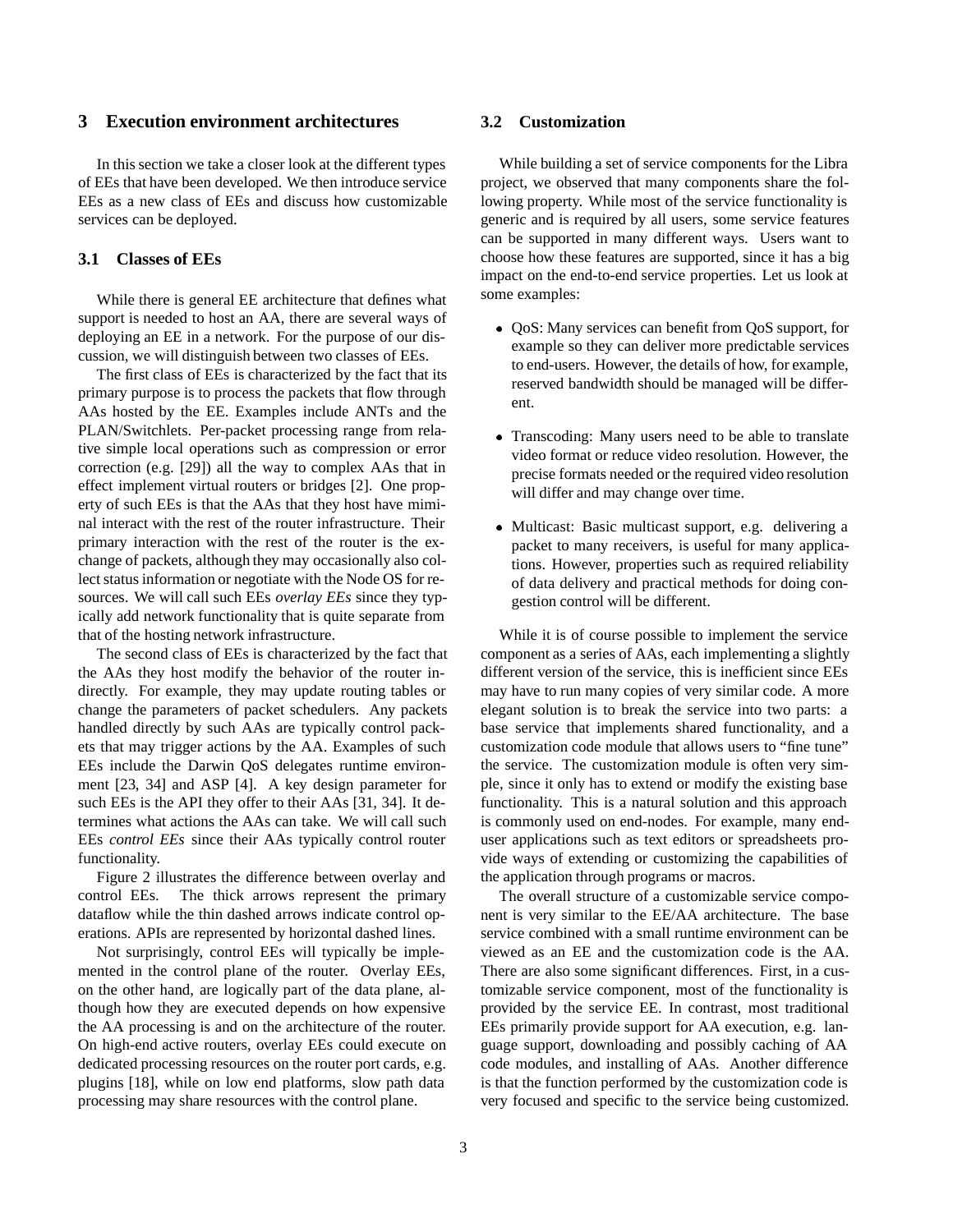## 3 Execution environment architectures

In this section we take a closer look at the different types of EEs that have been developed. We then introduce service EEs as a new class of EEs and discuss how customizable services can be deployed.

### 3.1 Classes of EEs

While there is general EE architecture that defines what support is needed to host an AA, there are several ways of deploying an EE in a network. For the purpose of our discussion, we will distinguish between two classes of EEs.

The first class of EEs is characterized by the fact that its primary purpose is to process the packets that flow through AAs hosted by the EE. Examples include ANTs and the PLAN/Switchlets. Per-packet processing range from relative simple local operations such as compression or error correction (e.g. [29]) all the way to complex AAs that in effect implement virtual routers or bridges [2]. One property of such EEs is that the AAs that they host have miminal interact with the rest of the router infrastructure. Their primary interaction with the rest of the router is the exchange of packets, although they may occasionally also collect status information or negotiate with the Node OS for resources. We will call such EEs *overlay EEs* since they typically add network functionality that is quite separate from that of the hosting network infrastructure.

The second class of EEs is characterized by the fact that the AAs they host modify the behavior of the router indirectly. For example, they may update routing tables or change the parameters of packet schedulers. Any packets handled directly by such AAs are typically control packets that may trigger actions by the AA. Examples of such EEs include the Darwin QoS delegates runtime environment [23, 34] and ASP [4]. A key design parameter for such EEs is the API they offer to their AAs [31, 34]. It determines what actions the AAs can take. We will call such EEs *control EEs* since their AAs typically control router functionality.

Figure 2 illustrates the difference between overlay and control EEs. The thick arrows represent the primary dataflow while the thin dashed arrows indicate control operations. APIs are represented by horizontal dashed lines.

Not surprisingly, control EEs will typically be implemented in the control plane of the router. Overlay EEs, on the other hand, are logically part of the data plane, although how they are executed depends on how expensive the AA processing is and on the architecture of the router. On high-end active routers, overlay EEs could execute on dedicated processing resources on the router port cards, e.g. plugins [18], while on low end platforms, slow path data processing may share resources with the control plane.

### 3.2 Customization

While building a set of service components for the Libra project, we observed that many components share the following property. While most of the service functionality is generic and is required by all users, some service features can be supported in many different ways. Users want to choose how these features are supported, since it has a big impact on the end-to-end service properties. Let us look at some examples:

- QoS: Many services can benefit from QoS support, for example so they can deliver more predictable services to end-users. However, the details of how, for example, reserved bandwidth should be managed will be different.
- Transcoding: Many users need to be able to translate video format or reduce video resolution. However, the precise formats needed or the required video resolution will differ and may change over time.
- Multicast: Basic multicast support, e.g. delivering a packet to many receivers, is useful for many applications. However, properties such as required reliability of data delivery and practical methods for doing congestion control will be different.

While it is of course possible to implement the service component as a series of AAs, each implementing a slightly different version of the service, this is inefficient since EEs may have to run many copies of very similar code. A more elegant solution is to break the service into two parts: a base service that implements shared functionality, and a customization code module that allows users to "fine tune" the service. The customization module is often very simple, since it only has to extend or modify the existing base functionality. This is a natural solution and this approach is commonly used on end-nodes. For example, many end-user applications such as text editors or spreadsheets provide ways of extending or customizing the capabilities of the application through programs or macros.

The overall structure of a customizable service component is very similar to the EE/AA architecture. The base service combined with a small runtime environment can be viewed as an EE and the customization code is the AA. There are also some significant differences. First, in a customizable service component, most of the functionality is provided by the service EE. In contrast, most traditional EEs primarily provide support for AA execution, e.g. language support, downloading and possibly caching of AA code modules, and installing of AAs. Another difference is that the function performed by the customization code is very focused and specific to the service being customized.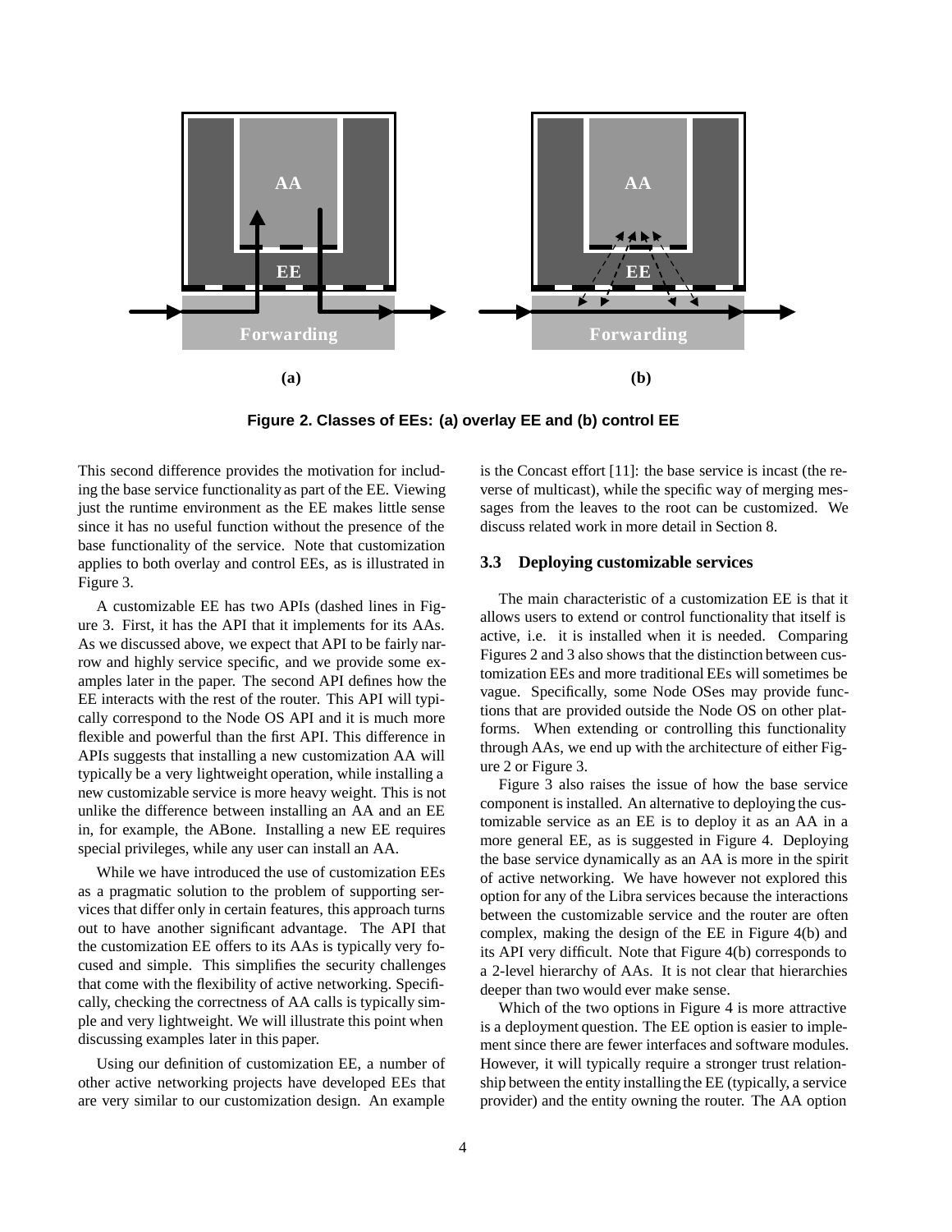AA

EE

Forwarding

(a)

AA

EE

Forwarding

(b)

**Figure 2. Classes of EEs: (a) overlay EE and (b) control EE**

This second difference provides the motivation for including the base service functionality as part of the EE. Viewing just the runtime environment as the EE makes little sense since it has no useful function without the presence of the base functionality of the service. Note that customization applies to both overlay and control EEs, as is illustrated in Figure 3.

A customizable EE has two APIs (dashed lines in Figure 3. First, it has the API that it implements for its AAs. As we discussed above, we expect that API to be fairly narrow and highly service specific, and we provide some examples later in the paper. The second API defines how the EE interacts with the rest of the router. This API will typically correspond to the Node OS API and it is much more flexible and powerful than the first API. This difference in APIs suggests that installing a new customization AA will typically be a very lightweight operation, while installing a new customizable service is more heavy weight. This is not unlike the difference between installing an AA and an EE in, for example, the ABone. Installing a new EE requires special privileges, while any user can install an AA.

While we have introduced the use of customization EEs as a pragmatic solution to the problem of supporting services that differ only in certain features, this approach turns out to have another significant advantage. The API that the customization EE offers to its AAs is typically very focused and simple. This simplifies the security challenges that come with the flexibility of active networking. Specifically, checking the correctness of AA calls is typically simple and very lightweight. We will illustrate this point when discussing examples later in this paper.

Using our definition of customization EE, a number of other active networking projects have developed EEs that are very similar to our customization design. An example is the Concast effort [11]: the base service is incast (the reverse of multicast), while the specific way of merging messages from the leaves to the root can be customized. We discuss related work in more detail in Section 8.

### 3.3 Deploying customizable services

The main characteristic of a customization EE is that it allows users to extend or control functionality that itself is active, i.e. it is installed when it is needed. Comparing Figures 2 and 3 also shows that the distinction between customization EEs and more traditional EEs will sometimes be vague. Specifically, some Node OSes may provide functions that are provided outside the Node OS on other platforms. When extending or controlling this functionality through AAs, we end up with the architecture of either Figure 2 or Figure 3.

Figure 3 also raises the issue of how the base service component is installed. An alternative to deploying the customizable service as an EE is to deploy it as an AA in a more general EE, as is suggested in Figure 4. Deploying the base service dynamically as an AA is more in the spirit of active networking. We have however not explored this option for any of the Libra services because the interactions between the customizable service and the router are often complex, making the design of the EE in Figure 4(b) and its API very difficult. Note that Figure 4(b) corresponds to a 2-level hierarchy of AAs. It is not clear that hierarchies deeper than two would ever make sense.

Which of the two options in Figure 4 is more attractive is a deployment question. The EE option is easier to implement since there are fewer interfaces and software modules. However, it will typically require a stronger trust relationship between the entity installing the EE (typically, a service provider) and the entity owning the router. The AA option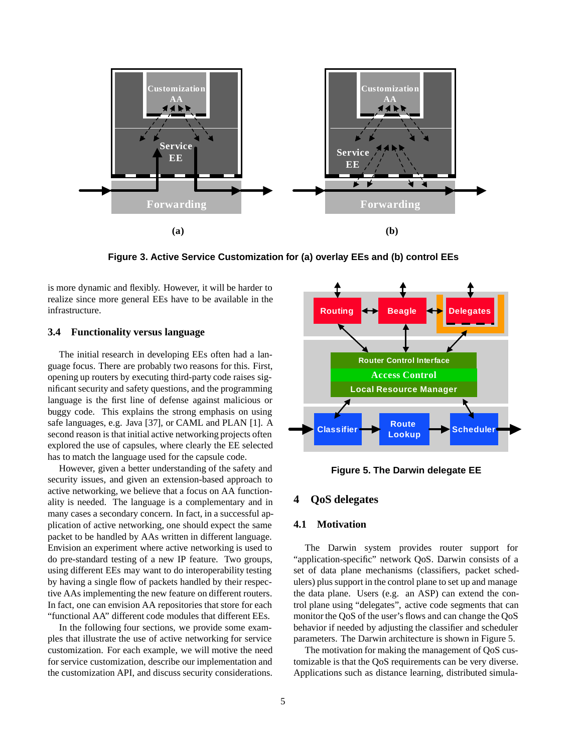Customization AA

Service EE

Forwarding

(a)

Customization AA

Service EE

Forwarding

(b)

**Figure 3. Active Service Customization for (a) overlay EEs and (b) control EEs**

is more dynamic and flexibly. However, it will be harder to realize since more general EEs have to be available in the infrastructure.

### 3.4 Functionality versus language

The initial research in developing EEs often had a language focus. There are probably two reasons for this. First, opening up routers by executing third-party code raises significant security and safety questions, and the programming language is the first line of defense against malicious or buggy code. This explains the strong emphasis on using safe languages, e.g. Java [37], or CAML and PLAN [1]. A second reason is that initial active networking projects often explored the use of capsules, where clearly the EE selected has to match the language used for the capsule code.

However, given a better understanding of the safety and security issues, and given an extension-based approach to active networking, we believe that a focus on AA functionality is needed. The language is a complementary and in many cases a secondary concern. In fact, in a successful application of active networking, one should expect the same packet to be handled by AAs written in different language. Envision an experiment where active networking is used to do pre-standard testing of a new IP feature. Two groups, using different EEs may want to do interoperability testing by having a single flow of packets handled by their respective AAs implementing the new feature on different routers. In fact, one can envision AA repositories that store for each "functional AA" different code modules that different EEs.

In the following four sections, we provide some examples that illustrate the use of active networking for service customization. For each example, we will motive the need for service customization, describe our implementation and the customization API, and discuss security considerations.

Routing

Beagle

Delegates

Router Control Interface

Access Control

Local Resource Manager

Classifier

Route Lookup

Scheduler

**Figure 5. The Darwin delegate EE**

## 4 QoS delegates

### 4.1 Motivation

The Darwin system provides router support for "application-specific" network QoS. Darwin consists of a set of data plane mechanisms (classifiers, packet schedulers) plus support in the control plane to set up and manage the data plane. Users (e.g. an ASP) can extend the control plane using "delegates", active code segments that can monitor the QoS of the user's flows and can change the QoS behavior if needed by adjusting the classifier and scheduler parameters. The Darwin architecture is shown in Figure 5.

The motivation for making the management of QoS customizable is that the QoS requirements can be very diverse. Applications such as distance learning, distributed simula-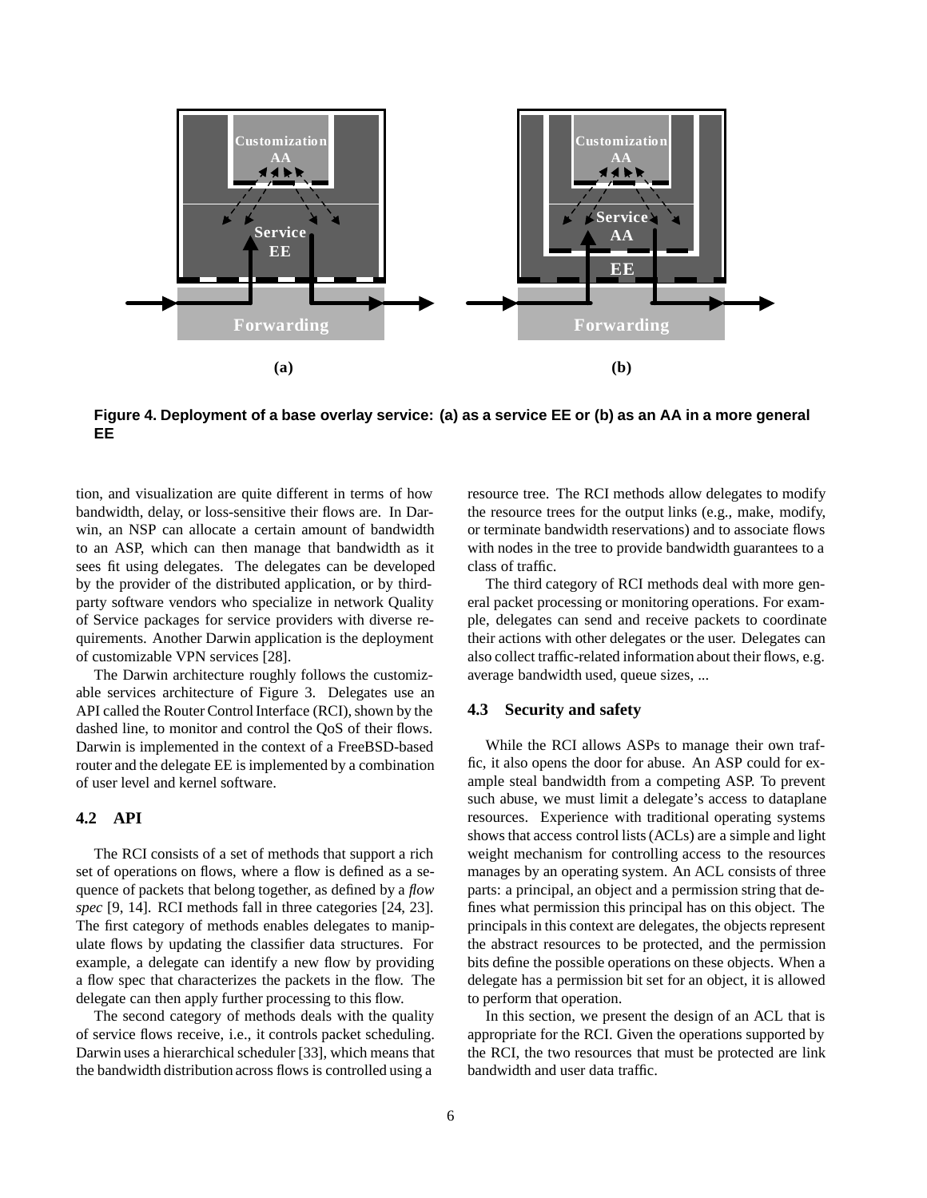**Figure 4. Deployment of a base overlay service: (a) as a service EE or (b) as an AA in a more general EE**

tion, and visualization are quite different in terms of how bandwidth, delay, or loss-sensitive their flows are. In Darwin, an NSP can allocate a certain amount of bandwidth to an ASP, which can then manage that bandwidth as it sees fit using delegates. The delegates can be developed by the provider of the distributed application, or by third-party software vendors who specialize in network Quality of Service packages for service providers with diverse requirements. Another Darwin application is the deployment of customizable VPN services [28].

The Darwin architecture roughly follows the customizable services architecture of Figure 3. Delegates use an API called the Router Control Interface (RCI), shown by the dashed line, to monitor and control the QoS of their flows. Darwin is implemented in the context of a FreeBSD-based router and the delegate EE is implemented by a combination of user level and kernel software.

## 4.2 API

The RCI consists of a set of methods that support a rich set of operations on flows, where a flow is defined as a sequence of packets that belong together, as defined by a *flow spec* [9, 14]. RCI methods fall in three categories [24, 23]. The first category of methods enables delegates to manipulate flows by updating the classifier data structures. For example, a delegate can identify a new flow by providing a flow spec that characterizes the packets in the flow. The delegate can then apply further processing to this flow.

The second category of methods deals with the quality of service flows receive, i.e., it controls packet scheduling. Darwin uses a hierarchical scheduler [33], which means that the bandwidth distribution across flows is controlled using a resource tree. The RCI methods allow delegates to modify the resource trees for the output links (e.g., make, modify, or terminate bandwidth reservations) and to associate flows with nodes in the tree to provide bandwidth guarantees to a class of traffic.

The third category of RCI methods deal with more general packet processing or monitoring operations. For example, delegates can send and receive packets to coordinate their actions with other delegates or the user. Delegates can also collect traffic-related information about their flows, e.g. average bandwidth used, queue sizes, ...

## 4.3 Security and safety

While the RCI allows ASPs to manage their own traffic, it also opens the door for abuse. An ASP could for example steal bandwidth from a competing ASP. To prevent such abuse, we must limit a delegate's access to dataplane resources. Experience with traditional operating systems shows that access control lists (ACLs) are a simple and light weight mechanism for controlling access to the resources manages by an operating system. An ACL consists of three parts: a principal, an object and a permission string that defines what permission this principal has on this object. The principals in this context are delegates, the objects represent the abstract resources to be protected, and the permission bits define the possible operations on these objects. When a delegate has a permission bit set for an object, it is allowed to perform that operation.

In this section, we present the design of an ACL that is appropriate for the RCI. Given the operations supported by the RCI, the two resources that must be protected are link bandwidth and user data traffic.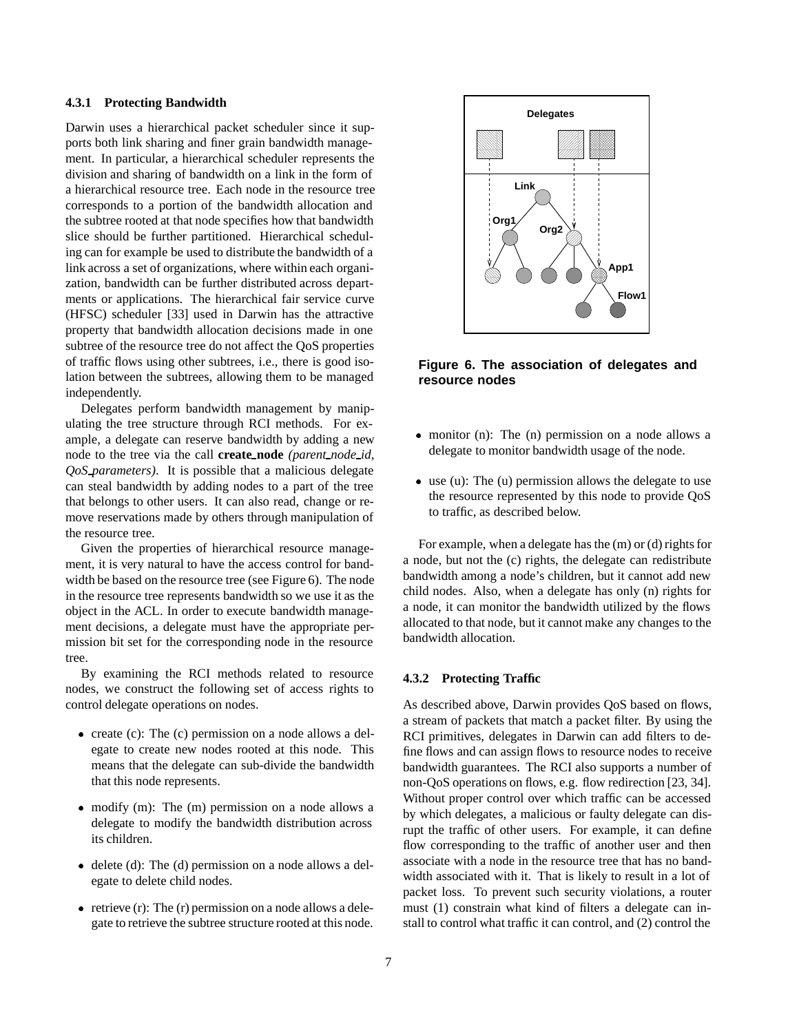#### 4.3.1 Protecting Bandwidth

Darwin uses a hierarchical packet scheduler since it supports both link sharing and finer grain bandwidth management. In particular, a hierarchical scheduler represents the division and sharing of bandwidth on a link in the form of a hierarchical resource tree. Each node in the resource tree corresponds to a portion of the bandwidth allocation and the subtree rooted at that node specifies how that bandwidth slice should be further partitioned. Hierarchical scheduling can for example be used to distribute the bandwidth of a link across a set of organizations, where within each organization, bandwidth can be further distributed across departments or applications. The hierarchical fair service curve (HFSC) scheduler [33] used in Darwin has the attractive property that bandwidth allocation decisions made in one subtree of the resource tree do not affect the QoS properties of traffic flows using other subtrees, i.e., there is good isolation between the subtrees, allowing them to be managed independently.

Delegates perform bandwidth management by manipulating the tree structure through RCI methods. For example, a delegate can reserve bandwidth by adding a new node to the tree via the call **create_node** *(parent_node_id, QoS_parameters)*. It is possible that a malicious delegate can steal bandwidth by adding nodes to a part of the tree that belongs to other users. It can also read, change or remove reservations made by others through manipulation of the resource tree.

Given the properties of hierarchical resource management, it is very natural to have the access control for bandwidth be based on the resource tree (see Figure 6). The node in the resource tree represents bandwidth so we use it as the object in the ACL. In order to execute bandwidth management decisions, a delegate must have the appropriate permission bit set for the corresponding node in the resource tree.

By examining the RCI methods related to resource nodes, we construct the following set of access rights to control delegate operations on nodes.

- create (c): The (c) permission on a node allows a delegate to create new nodes rooted at this node. This means that the delegate can sub-divide the bandwidth that this node represents.
- modify (m): The (m) permission on a node allows a delegate to modify the bandwidth distribution across its children.
- delete (d): The (d) permission on a node allows a delegate to delete child nodes.
- retrieve (r): The (r) permission on a node allows a delegate to retrieve the subtree structure rooted at this node.

**Figure 6. The association of delegates and resource nodes**

- monitor (n): The (n) permission on a node allows a delegate to monitor bandwidth usage of the node.
- use (u): The (u) permission allows the delegate to use the resource represented by this node to provide QoS to traffic, as described below.

For example, when a delegate has the (m) or (d) rights for a node, but not the (c) rights, the delegate can redistribute bandwidth among a node's children, but it cannot add new child nodes. Also, when a delegate has only (n) rights for a node, it can monitor the bandwidth utilized by the flows allocated to that node, but it cannot make any changes to the bandwidth allocation.

#### 4.3.2 Protecting Traffic

As described above, Darwin provides QoS based on flows, a stream of packets that match a packet filter. By using the RCI primitives, delegates in Darwin can add filters to define flows and can assign flows to resource nodes to receive bandwidth guarantees. The RCI also supports a number of non-QoS operations on flows, e.g. flow redirection [23, 34]. Without proper control over which traffic can be accessed by which delegates, a malicious or faulty delegate can disrupt the traffic of other users. For example, it can define flow corresponding to the traffic of another user and then associate with a node in the resource tree that has no bandwidth associated with it. That is likely to result in a lot of packet loss. To prevent such security violations, a router must (1) constrain what kind of filters a delegate can install to control what traffic it can control, and (2) control the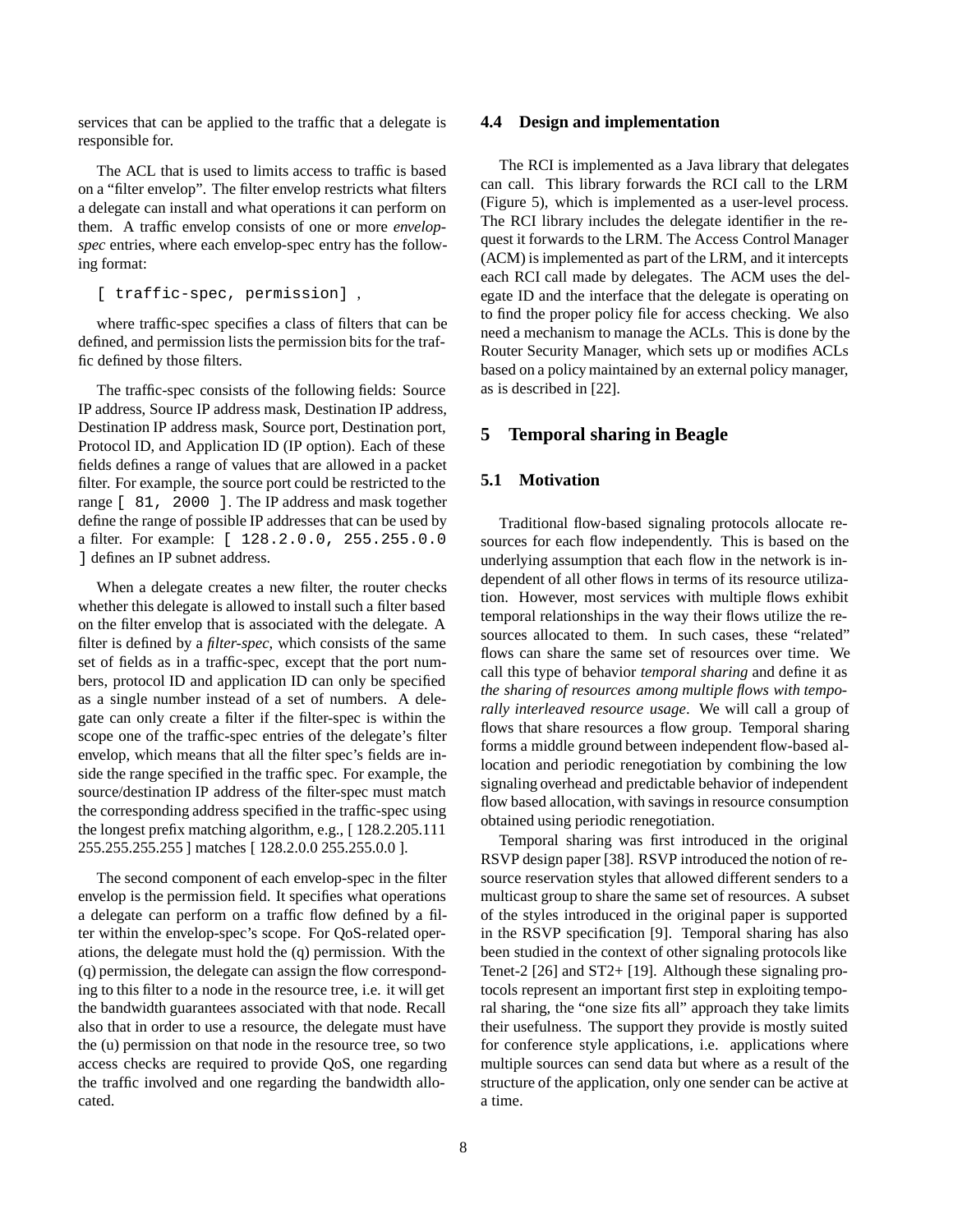services that can be applied to the traffic that a delegate is responsible for.

The ACL that is used to limits access to traffic is based on a "filter envelop". The filter envelop restricts what filters a delegate can install and what operations it can perform on them. A traffic envelop consists of one or more *envelop-spec* entries, where each envelop-spec entry has the following format:

`[ traffic-spec, permission ]` ,

where traffic-spec specifies a class of filters that can be defined, and permission lists the permission bits for the traffic defined by those filters.

The traffic-spec consists of the following fields: Source IP address, Source IP address mask, Destination IP address, Destination IP address mask, Source port, Destination port, Protocol ID, and Application ID (IP option). Each of these fields defines a range of values that are allowed in a packet filter. For example, the source port could be restricted to the range `[ 81, 2000 ]`. The IP address and mask together define the range of possible IP addresses that can be used by a filter. For example: `[ 128.2.0.0, 255.255.0.0 ]` defines an IP subnet address.

When a delegate creates a new filter, the router checks whether this delegate is allowed to install such a filter based on the filter envelop that is associated with the delegate. A filter is defined by a *filter-spec*, which consists of the same set of fields as in a traffic-spec, except that the port numbers, protocol ID and application ID can only be specified as a single number instead of a set of numbers. A delegate can only create a filter if the filter-spec is within the scope one of the traffic-spec entries of the delegate's filter envelop, which means that all the filter spec's fields are inside the range specified in the traffic spec. For example, the source/destination IP address of the filter-spec must match the corresponding address specified in the traffic-spec using the longest prefix matching algorithm, e.g., [ 128.2.205.111 255.255.255.255 ] matches [ 128.2.0.0 255.255.0.0 ].

The second component of each envelop-spec in the filter envelop is the permission field. It specifies what operations a delegate can perform on a traffic flow defined by a filter within the envelop-spec's scope. For QoS-related operations, the delegate must hold the (q) permission. With the (q) permission, the delegate can assign the flow corresponding to this filter to a node in the resource tree, i.e. it will get the bandwidth guarantees associated with that node. Recall also that in order to use a resource, the delegate must have the (u) permission on that node in the resource tree, so two access checks are required to provide QoS, one regarding the traffic involved and one regarding the bandwidth allocated.

### 4.4 Design and implementation

The RCI is implemented as a Java library that delegates can call. This library forwards the RCI call to the LRM (Figure 5), which is implemented as a user-level process. The RCI library includes the delegate identifier in the request it forwards to the LRM. The Access Control Manager (ACM) is implemented as part of the LRM, and it intercepts each RCI call made by delegates. The ACM uses the delegate ID and the interface that the delegate is operating on to find the proper policy file for access checking. We also need a mechanism to manage the ACLs. This is done by the Router Security Manager, which sets up or modifies ACLs based on a policy maintained by an external policy manager, as is described in [22].

## 5 Temporal sharing in Beagle

### 5.1 Motivation

Traditional flow-based signaling protocols allocate resources for each flow independently. This is based on the underlying assumption that each flow in the network is independent of all other flows in terms of its resource utilization. However, most services with multiple flows exhibit temporal relationships in the way their flows utilize the resources allocated to them. In such cases, these "related" flows can share the same set of resources over time. We call this type of behavior *temporal sharing* and define it as *the sharing of resources among multiple flows with temporally interleaved resource usage*. We will call a group of flows that share resources a flow group. Temporal sharing forms a middle ground between independent flow-based allocation and periodic renegotiation by combining the low signaling overhead and predictable behavior of independent flow based allocation, with savings in resource consumption obtained using periodic renegotiation.

Temporal sharing was first introduced in the original RSVP design paper [38]. RSVP introduced the notion of resource reservation styles that allowed different senders to a multicast group to share the same set of resources. A subset of the styles introduced in the original paper is supported in the RSVP specification [9]. Temporal sharing has also been studied in the context of other signaling protocols like Tenet-2 [26] and ST2+ [19]. Although these signaling protocols represent an important first step in exploiting temporal sharing, the "one size fits all" approach they take limits their usefulness. The support they provide is mostly suited for conference style applications, i.e. applications where multiple sources can send data but where as a result of the structure of the application, only one sender can be active at a time.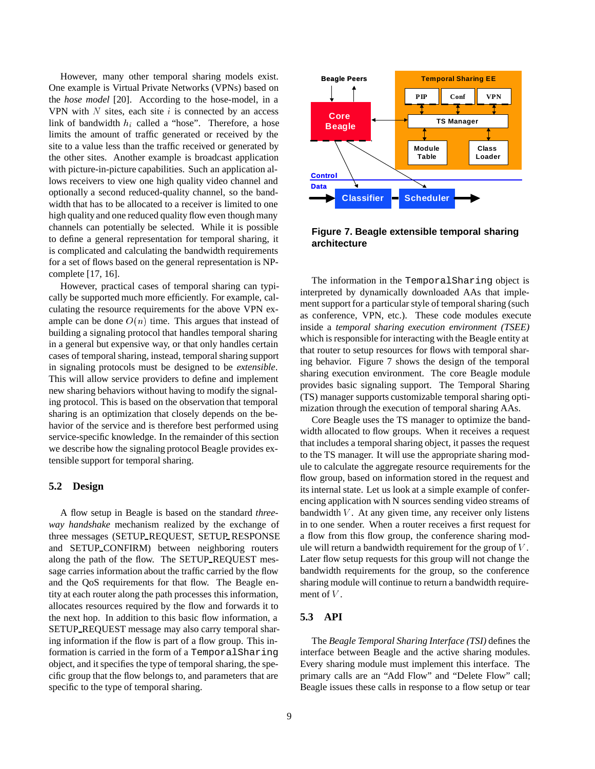However, many other temporal sharing models exist. One example is Virtual Private Networks (VPNs) based on the *hose model* [20]. According to the hose-model, in a VPN with $N$ sites, each site $i$ is connected by an access link of bandwidth $h_i$ called a "hose". Therefore, a hose limits the amount of traffic generated or received by the site to a value less than the traffic received or generated by the other sites. Another example is broadcast application with picture-in-picture capabilities. Such an application allows receivers to view one high quality video channel and optionally a second reduced-quality channel, so the bandwidth that has to be allocated to a receiver is limited to one high quality and one reduced quality flow even though many channels can potentially be selected. While it is possible to define a general representation for temporal sharing, it is complicated and calculating the bandwidth requirements for a set of flows based on the general representation is NP-complete [17, 16].

However, practical cases of temporal sharing can typically be supported much more efficiently. For example, calculating the resource requirements for the above VPN example can be done $O(n)$ time. This argues that instead of building a signaling protocol that handles temporal sharing in a general but expensive way, or that only handles certain cases of temporal sharing, instead, temporal sharing support in signaling protocols must be designed to be *extensible*. This will allow service providers to define and implement new sharing behaviors without having to modify the signaling protocol. This is based on the observation that temporal sharing is an optimization that closely depends on the behavior of the service and is therefore best performed using service-specific knowledge. In the remainder of this section we describe how the signaling protocol Beagle provides extensible support for temporal sharing.

### 5.2 Design

A flow setup in Beagle is based on the standard *three-way handshake* mechanism realized by the exchange of three messages (SETUP_REQUEST, SETUP_RESPONSE and SETUP_CONFIRM) between neighboring routers along the path of the flow. The SETUP_REQUEST message carries information about the traffic carried by the flow and the QoS requirements for that flow. The Beagle entity at each router along the path processes this information, allocates resources required by the flow and forwards it to the next hop. In addition to this basic flow information, a SETUP_REQUEST message may also carry temporal sharing information if the flow is part of a flow group. This information is carried in the form of a `TemporalSharing` object, and it specifies the type of temporal sharing, the specific group that the flow belongs to, and parameters that are specific to the type of temporal sharing.

Beagle Peers
Core Beagle
Temporal Sharing EE
PIP
Conf
VPN
TS Manager
Module Table
Class Loader
Control
Data
Classifier
Scheduler

**Figure 7. Beagle extensible temporal sharing architecture**

The information in the `TemporalSharing` object is interpreted by dynamically downloaded AAs that implement support for a particular style of temporal sharing (such as conference, VPN, etc.). These code modules execute inside a *temporal sharing execution environment (TSEE)* which is responsible for interacting with the Beagle entity at that router to setup resources for flows with temporal sharing behavior. Figure 7 shows the design of the temporal sharing execution environment. The core Beagle module provides basic signaling support. The Temporal Sharing (TS) manager supports customizable temporal sharing optimization through the execution of temporal sharing AAs.

Core Beagle uses the TS manager to optimize the bandwidth allocated to flow groups. When it receives a request that includes a temporal sharing object, it passes the request to the TS manager. It will use the appropriate sharing module to calculate the aggregate resource requirements for the flow group, based on information stored in the request and its internal state. Let us look at a simple example of conferencing application with N sources sending video streams of bandwidth $V$. At any given time, any receiver only listens in to one sender. When a router receives a first request for a flow from this flow group, the conference sharing module will return a bandwidth requirement for the group of $V$. Later flow setup requests for this group will not change the bandwidth requirements for the group, so the conference sharing module will continue to return a bandwidth requirement of $V$.

### 5.3 API

The *Beagle Temporal Sharing Interface (TSI)* defines the interface between Beagle and the active sharing modules. Every sharing module must implement this interface. The primary calls are an "Add Flow" and "Delete Flow" call; Beagle issues these calls in response to a flow setup or tear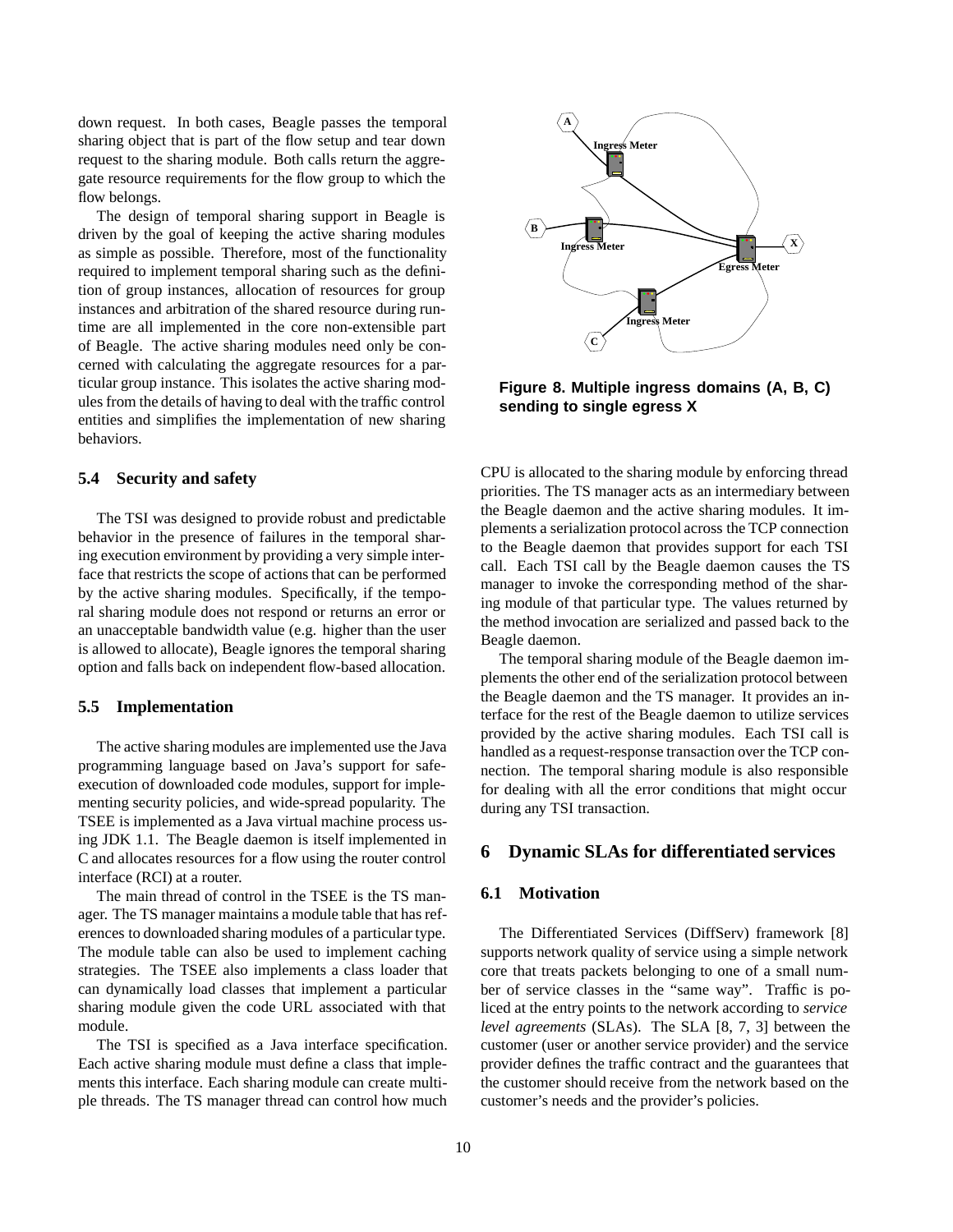down request. In both cases, Beagle passes the temporal sharing object that is part of the flow setup and tear down request to the sharing module. Both calls return the aggregate resource requirements for the flow group to which the flow belongs.

The design of temporal sharing support in Beagle is driven by the goal of keeping the active sharing modules as simple as possible. Therefore, most of the functionality required to implement temporal sharing such as the definition of group instances, allocation of resources for group instances and arbitration of the shared resource during runtime are all implemented in the core non-extensible part of Beagle. The active sharing modules need only be concerned with calculating the aggregate resources for a particular group instance. This isolates the active sharing modules from the details of having to deal with the traffic control entities and simplifies the implementation of new sharing behaviors.

### 5.4 Security and safety

The TSI was designed to provide robust and predictable behavior in the presence of failures in the temporal sharing execution environment by providing a very simple interface that restricts the scope of actions that can be performed by the active sharing modules. Specifically, if the temporal sharing module does not respond or returns an error or an unacceptable bandwidth value (e.g. higher than the user is allowed to allocate), Beagle ignores the temporal sharing option and falls back on independent flow-based allocation.

### 5.5 Implementation

The active sharing modules are implemented use the Java programming language based on Java's support for safe-execution of downloaded code modules, support for implementing security policies, and wide-spread popularity. The TSEE is implemented as a Java virtual machine process using JDK 1.1. The Beagle daemon is itself implemented in C and allocates resources for a flow using the router control interface (RCI) at a router.

The main thread of control in the TSEE is the TS manager. The TS manager maintains a module table that has references to downloaded sharing modules of a particular type. The module table can also be used to implement caching strategies. The TSEE also implements a class loader that can dynamically load classes that implement a particular sharing module given the code URL associated with that module.

The TSI is specified as a Java interface specification. Each active sharing module must define a class that implements this interface. Each sharing module can create multiple threads. The TS manager thread can control how much CPU is allocated to the sharing module by enforcing thread priorities. The TS manager acts as an intermediary between the Beagle daemon and the active sharing modules. It implements a serialization protocol across the TCP connection to the Beagle daemon that provides support for each TSI call. Each TSI call by the Beagle daemon causes the TS manager to invoke the corresponding method of the sharing module of that particular type. The values returned by the method invocation are serialized and passed back to the Beagle daemon.

**Figure 8. Multiple ingress domains (A, B, C) sending to single egress X**

The temporal sharing module of the Beagle daemon implements the other end of the serialization protocol between the Beagle daemon and the TS manager. It provides an interface for the rest of the Beagle daemon to utilize services provided by the active sharing modules. Each TSI call is handled as a request-response transaction over the TCP connection. The temporal sharing module is also responsible for dealing with all the error conditions that might occur during any TSI transaction.

## 6 Dynamic SLAs for differentiated services

### 6.1 Motivation

The Differentiated Services (DiffServ) framework [8] supports network quality of service using a simple network core that treats packets belonging to one of a small number of service classes in the "same way". Traffic is policed at the entry points to the network according to *service level agreements* (SLAs). The SLA [8, 7, 3] between the customer (user or another service provider) and the service provider defines the traffic contract and the guarantees that the customer should receive from the network based on the customer's needs and the provider's policies.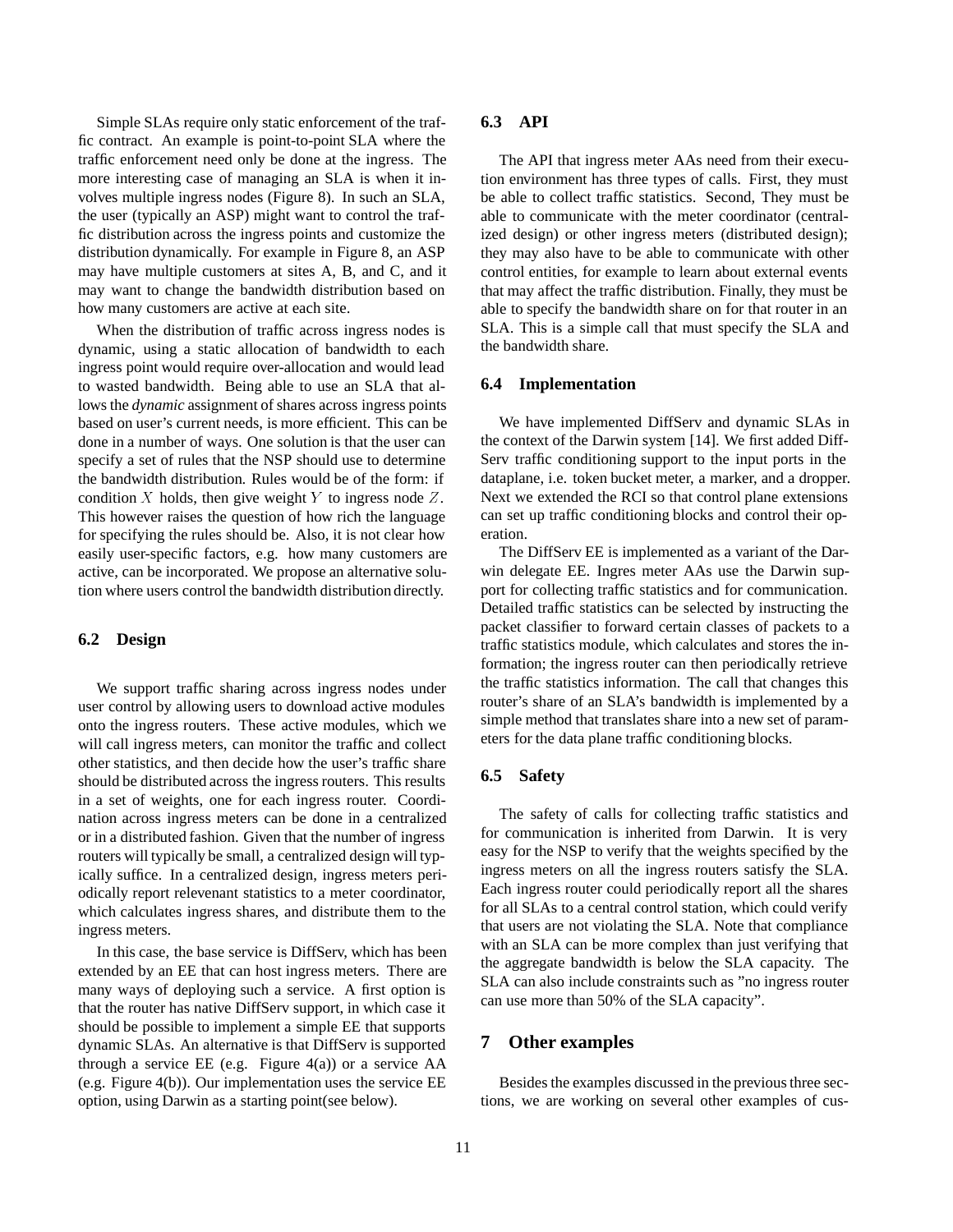Simple SLAs require only static enforcement of the traffic contract. An example is point-to-point SLA where the traffic enforcement need only be done at the ingress. The more interesting case of managing an SLA is when it involves multiple ingress nodes (Figure 8). In such an SLA, the user (typically an ASP) might want to control the traffic distribution across the ingress points and customize the distribution dynamically. For example in Figure 8, an ASP may have multiple customers at sites A, B, and C, and it may want to change the bandwidth distribution based on how many customers are active at each site.

When the distribution of traffic across ingress nodes is dynamic, using a static allocation of bandwidth to each ingress point would require over-allocation and would lead to wasted bandwidth. Being able to use an SLA that allows the *dynamic* assignment of shares across ingress points based on user's current needs, is more efficient. This can be done in a number of ways. One solution is that the user can specify a set of rules that the NSP should use to determine the bandwidth distribution. Rules would be of the form: if condition $X$ holds, then give weight $Y$ to ingress node $Z$. This however raises the question of how rich the language for specifying the rules should be. Also, it is not clear how easily user-specific factors, e.g. how many customers are active, can be incorporated. We propose an alternative solution where users control the bandwidth distribution directly.

### 6.2 Design

We support traffic sharing across ingress nodes under user control by allowing users to download active modules onto the ingress routers. These active modules, which we will call ingress meters, can monitor the traffic and collect other statistics, and then decide how the user's traffic share should be distributed across the ingress routers. This results in a set of weights, one for each ingress router. Coordination across ingress meters can be done in a centralized or in a distributed fashion. Given that the number of ingress routers will typically be small, a centralized design will typically suffice. In a centralized design, ingress meters periodically report relevenant statistics to a meter coordinator, which calculates ingress shares, and distribute them to the ingress meters.

In this case, the base service is DiffServ, which has been extended by an EE that can host ingress meters. There are many ways of deploying such a service. A first option is that the router has native DiffServ support, in which case it should be possible to implement a simple EE that supports dynamic SLAs. An alternative is that DiffServ is supported through a service EE (e.g. Figure 4(a)) or a service AA (e.g. Figure 4(b)). Our implementation uses the service EE option, using Darwin as a starting point(see below).

### 6.3 API

The API that ingress meter AAs need from their execution environment has three types of calls. First, they must be able to collect traffic statistics. Second, They must be able to communicate with the meter coordinator (centralized design) or other ingress meters (distributed design); they may also have to be able to communicate with other control entities, for example to learn about external events that may affect the traffic distribution. Finally, they must be able to specify the bandwidth share on for that router in an SLA. This is a simple call that must specify the SLA and the bandwidth share.

### 6.4 Implementation

We have implemented DiffServ and dynamic SLAs in the context of the Darwin system [14]. We first added DiffServ traffic conditioning support to the input ports in the dataplane, i.e. token bucket meter, a marker, and a dropper. Next we extended the RCI so that control plane extensions can set up traffic conditioning blocks and control their operation.

The DiffServ EE is implemented as a variant of the Darwin delegate EE. Ingres meter AAs use the Darwin support for collecting traffic statistics and for communication. Detailed traffic statistics can be selected by instructing the packet classifier to forward certain classes of packets to a traffic statistics module, which calculates and stores the information; the ingress router can then periodically retrieve the traffic statistics information. The call that changes this router's share of an SLA's bandwidth is implemented by a simple method that translates share into a new set of parameters for the data plane traffic conditioning blocks.

### 6.5 Safety

The safety of calls for collecting traffic statistics and for communication is inherited from Darwin. It is very easy for the NSP to verify that the weights specified by the ingress meters on all the ingress routers satisfy the SLA. Each ingress router could periodically report all the shares for all SLAs to a central control station, which could verify that users are not violating the SLA. Note that compliance with an SLA can be more complex than just verifying that the aggregate bandwidth is below the SLA capacity. The SLA can also include constraints such as "no ingress router can use more than 50% of the SLA capacity".

## 7 Other examples

Besides the examples discussed in the previous three sections, we are working on several other examples of cus-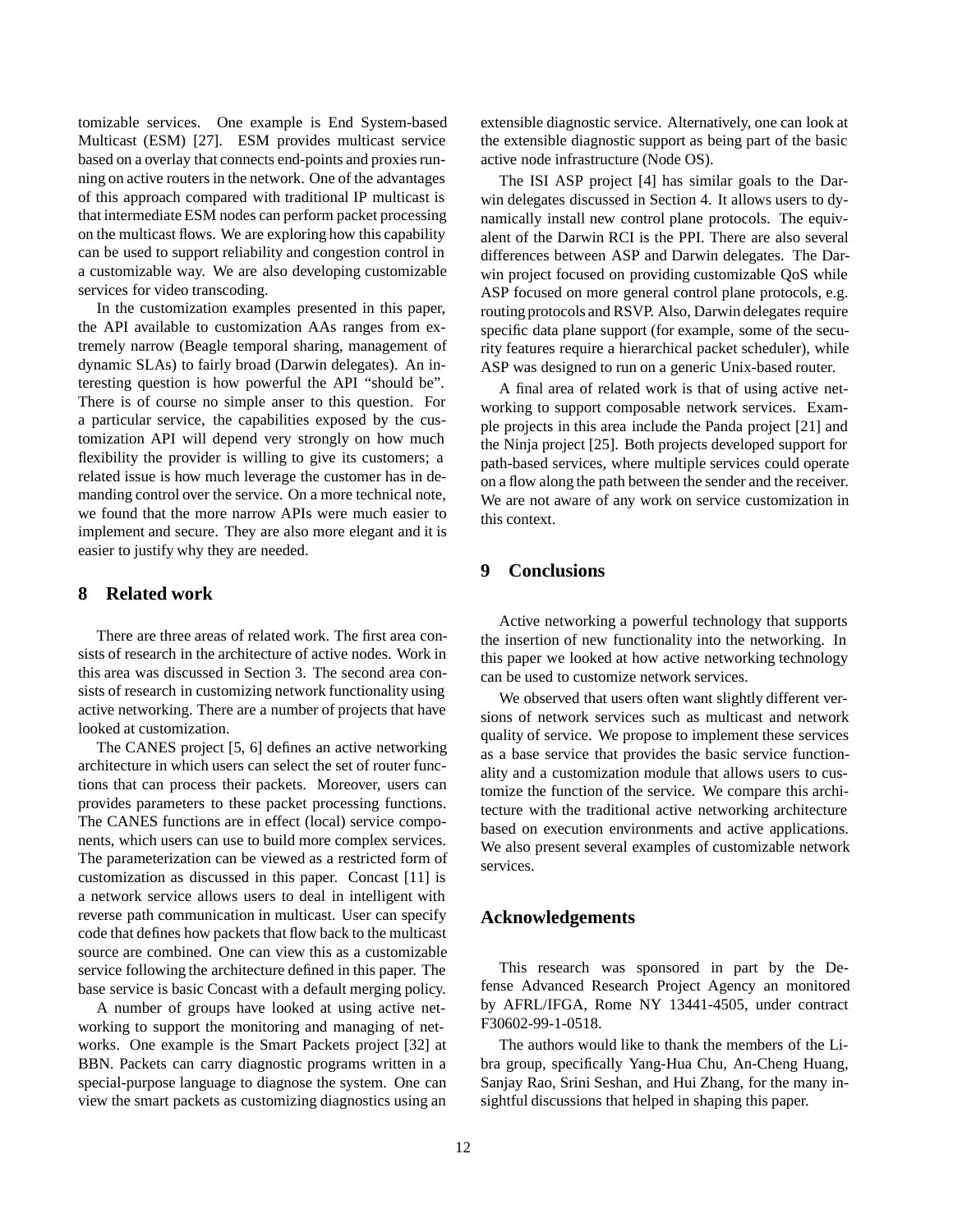tomizable services. One example is End System-based Multicast (ESM) [27]. ESM provides multicast service based on a overlay that connects end-points and proxies running on active routers in the network. One of the advantages of this approach compared with traditional IP multicast is that intermediate ESM nodes can perform packet processing on the multicast flows. We are exploring how this capability can be used to support reliability and congestion control in a customizable way. We are also developing customizable services for video transcoding.

In the customization examples presented in this paper, the API available to customization AAs ranges from extremely narrow (Beagle temporal sharing, management of dynamic SLAs) to fairly broad (Darwin delegates). An interesting question is how powerful the API "should be". There is of course no simple anser to this question. For a particular service, the capabilities exposed by the customization API will depend very strongly on how much flexibility the provider is willing to give its customers; a related issue is how much leverage the customer has in demanding control over the service. On a more technical note, we found that the more narrow APIs were much easier to implement and secure. They are also more elegant and it is easier to justify why they are needed.

## 8 Related work

There are three areas of related work. The first area consists of research in the architecture of active nodes. Work in this area was discussed in Section 3. The second area consists of research in customizing network functionality using active networking. There are a number of projects that have looked at customization.

The CANES project [5, 6] defines an active networking architecture in which users can select the set of router functions that can process their packets. Moreover, users can provides parameters to these packet processing functions. The CANES functions are in effect (local) service components, which users can use to build more complex services. The parameterization can be viewed as a restricted form of customization as discussed in this paper. Concast [11] is a network service allows users to deal in intelligent with reverse path communication in multicast. User can specify code that defines how packets that flow back to the multicast source are combined. One can view this as a customizable service following the architecture defined in this paper. The base service is basic Concast with a default merging policy.

A number of groups have looked at using active networking to support the monitoring and managing of networks. One example is the Smart Packets project [32] at BBN. Packets can carry diagnostic programs written in a special-purpose language to diagnose the system. One can view the smart packets as customizing diagnostics using an extensible diagnostic service. Alternatively, one can look at the extensible diagnostic support as being part of the basic active node infrastructure (Node OS).

The ISI ASP project [4] has similar goals to the Darwin delegates discussed in Section 4. It allows users to dynamically install new control plane protocols. The equivalent of the Darwin RCI is the PPI. There are also several differences between ASP and Darwin delegates. The Darwin project focused on providing customizable QoS while ASP focused on more general control plane protocols, e.g. routing protocols and RSVP. Also, Darwin delegates require specific data plane support (for example, some of the security features require a hierarchical packet scheduler), while ASP was designed to run on a generic Unix-based router.

A final area of related work is that of using active networking to support composable network services. Example projects in this area include the Panda project [21] and the Ninja project [25]. Both projects developed support for path-based services, where multiple services could operate on a flow along the path between the sender and the receiver. We are not aware of any work on service customization in this context.

## 9 Conclusions

Active networking a powerful technology that supports the insertion of new functionality into the networking. In this paper we looked at how active networking technology can be used to customize network services.

We observed that users often want slightly different versions of network services such as multicast and network quality of service. We propose to implement these services as a base service that provides the basic service functionality and a customization module that allows users to customize the function of the service. We compare this architecture with the traditional active networking architecture based on execution environments and active applications. We also present several examples of customizable network services.

## Acknowledgements

This research was sponsored in part by the Defense Advanced Research Project Agency an monitored by AFRL/IFGA, Rome NY 13441-4505, under contract F30602-99-1-0518.

The authors would like to thank the members of the Libra group, specifically Yang-Hua Chu, An-Cheng Huang, Sanjay Rao, Srini Seshan, and Hui Zhang, for the many insightful discussions that helped in shaping this paper.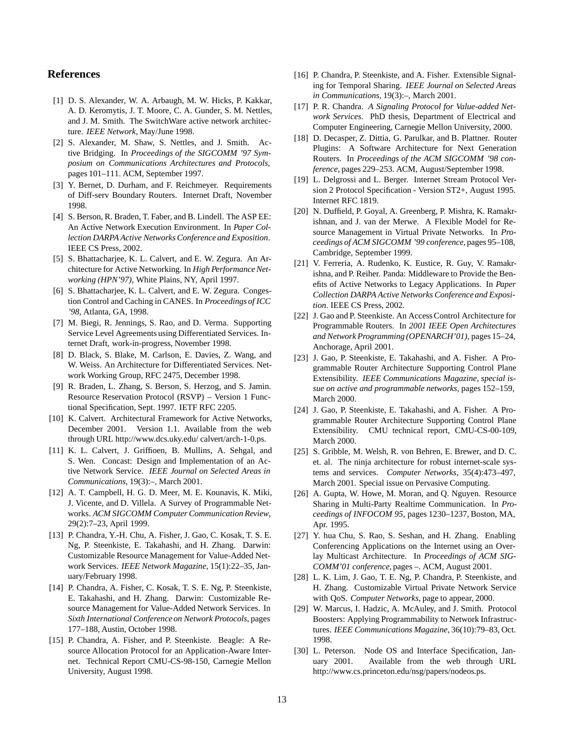## References

[1] D. S. Alexander, W. A. Arbaugh, M. W. Hicks, P. Kakkar, A. D. Keromytis, J. T. Moore, C. A. Gunder, S. M. Nettles, and J. M. Smith. The SwitchWare active network architecture. *IEEE Network*, May/June 1998.

[2] S. Alexander, M. Shaw, S. Nettles, and J. Smith. Active Bridging. In *Proceedings of the SIGCOMM '97 Symposium on Communications Architectures and Protocols*, pages 101–111. ACM, September 1997.

[3] Y. Bernet, D. Durham, and F. Reichmeyer. Requirements of Diff-serv Boundary Routers. Internet Draft, November 1998.

[4] S. Berson, R. Braden, T. Faber, and B. Lindell. The ASP EE: An Active Network Execution Environment. In *Paper Collection DARPA Active Networks Conference and Exposition*. IEEE CS Press, 2002.

[5] S. Bhattacharjee, K. L. Calvert, and E. W. Zegura. An Architecture for Active Networking. In *High Performance Networking (HPN'97)*, White Plains, NY, April 1997.

[6] S. Bhattacharjee, K. L. Calvert, and E. W. Zegura. Congestion Control and Caching in CANES. In *Proceedings of ICC '98*, Atlanta, GA, 1998.

[7] M. Biegi, R. Jennings, S. Rao, and D. Verma. Supporting Service Level Agreements using Differentiated Services. Internet Draft, work-in-progress, November 1998.

[8] D. Black, S. Blake, M. Carlson, E. Davies, Z. Wang, and W. Weiss. An Architecture for Differentiated Services. Network Working Group, RFC 2475, December 1998.

[9] R. Braden, L. Zhang, S. Berson, S. Herzog, and S. Jamin. Resource Reservation Protocol (RSVP) – Version 1 Functional Specification, Sept. 1997. IETF RFC 2205.

[10] K. Calvert. Architectural Framework for Active Networks, December 2001. Version 1.1. Available from the web through URL http://www.dcs.uky.edu/ calvert/arch-1.0.ps.

[11] K. L. Calvert, J. Griffioen, B. Mullins, A. Sehgal, and S. Wen. Concast: Design and Implementation of an Active Network Service. *IEEE Journal on Selected Areas in Communications*, 19(3):–, March 2001.

[12] A. T. Campbell, H. G. D. Meer, M. E. Kounavis, K. Miki, J. Vicente, and D. Villela. A Survey of Programmable Networks. *ACM SIGCOMM Computer Communication Review*, 29(2):7–23, April 1999.

[13] P. Chandra, Y.-H. Chu, A. Fisher, J. Gao, C. Kosak, T. S. E. Ng, P. Steenkiste, E. Takahashi, and H. Zhang. Darwin: Customizable Resource Management for Value-Added Network Services. *IEEE Network Magazine*, 15(1):22–35, January/February 1998.

[14] P. Chandra, A. Fisher, C. Kosak, T. S. E. Ng, P. Steenkiste, E. Takahashi, and H. Zhang. Darwin: Customizable Resource Management for Value-Added Network Services. In *Sixth International Conference on Network Protocols*, pages 177–188, Austin, October 1998.

[15] P. Chandra, A. Fisher, and P. Steenkiste. Beagle: A Resource Allocation Protocol for an Application-Aware Internet. Technical Report CMU-CS-98-150, Carnegie Mellon University, August 1998.

[16] P. Chandra, P. Steenkiste, and A. Fisher. Extensible Signaling for Temporal Sharing. *IEEE Journal on Selected Areas in Communications*, 19(3):–, March 2001.

[17] P. R. Chandra. *A Signaling Protocol for Value-added Network Services*. PhD thesis, Department of Electrical and Computer Engineering, Carnegie Mellon University, 2000.

[18] D. Decasper, Z. Dittia, G. Parulkar, and B. Plattner. Router Plugins: A Software Architecture for Next Generation Routers. In *Proceedings of the ACM SIGCOMM '98 conference*, pages 229–253. ACM, August/September 1998.

[19] L. Delgrossi and L. Berger. Internet Stream Protocol Version 2 Protocol Specification - Version ST2+, August 1995. Internet RFC 1819.

[20] N. Duffield, P. Goyal, A. Greenberg, P. Mishra, K. Ramakrishnan, and J. van der Merwe. A Flexible Model for Resource Management in Virtual Private Networks. In *Proceedings of ACM SIGCOMM '99 conference*, pages 95–108, Cambridge, September 1999.

[21] V. Ferreria, A. Rudenko, K. Eustice, R. Guy, V. Ramakrishna, and P. Reiher. Panda: Middleware to Provide the Benefits of Active Networks to Legacy Applications. In *Paper Collection DARPA Active Networks Conference and Exposition*. IEEE CS Press, 2002.

[22] J. Gao and P. Steenkiste. An Access Control Architecture for Programmable Routers. In *2001 IEEE Open Architectures and Network Programming (OPENARCH'01)*, pages 15–24, Anchorage, April 2001.

[23] J. Gao, P. Steenkiste, E. Takahashi, and A. Fisher. A Programmable Router Architecture Supporting Control Plane Extensibility. *IEEE Communications Magazine, special issue on active and programmable networks*, pages 152–159, March 2000.

[24] J. Gao, P. Steenkiste, E. Takahashi, and A. Fisher. A Programmable Router Architecture Supporting Control Plane Extensibility. CMU technical report, CMU-CS-00-109, March 2000.

[25] S. Gribble, M. Welsh, R. von Behren, E. Brewer, and D. C. et. al. The ninja architecture for robust internet-scale systems and services. *Computer Networks*, 35(4):473–497, March 2001. Special issue on Pervasive Computing.

[26] A. Gupta, W. Howe, M. Moran, and Q. Nguyen. Resource Sharing in Multi-Party Realtime Communication. In *Proceedings of INFOCOM 95*, pages 1230–1237, Boston, MA, Apr. 1995.

[27] Y. hua Chu, S. Rao, S. Seshan, and H. Zhang. Enabling Conferencing Applications on the Internet using an Overlay Multicast Architecture. In *Proceedings of ACM SIGCOMM'01 conference*, pages –. ACM, August 2001.

[28] L. K. Lim, J. Gao, T. E. Ng, P. Chandra, P. Steenkiste, and H. Zhang. Customizable Virtual Private Network Service with QoS. *Computer Networks*, page to appear, 2000.

[29] W. Marcus, I. Hadzic, A. McAuley, and J. Smith. Protocol Boosters: Applying Programmability to Network Infrastructures. *IEEE Communications Magazine*, 36(10):79–83, Oct. 1998.

[30] L. Peterson. Node OS and Interface Specification, January 2001. Available from the web through URL http://www.cs.princeton.edu/nsg/papers/nodeos.ps.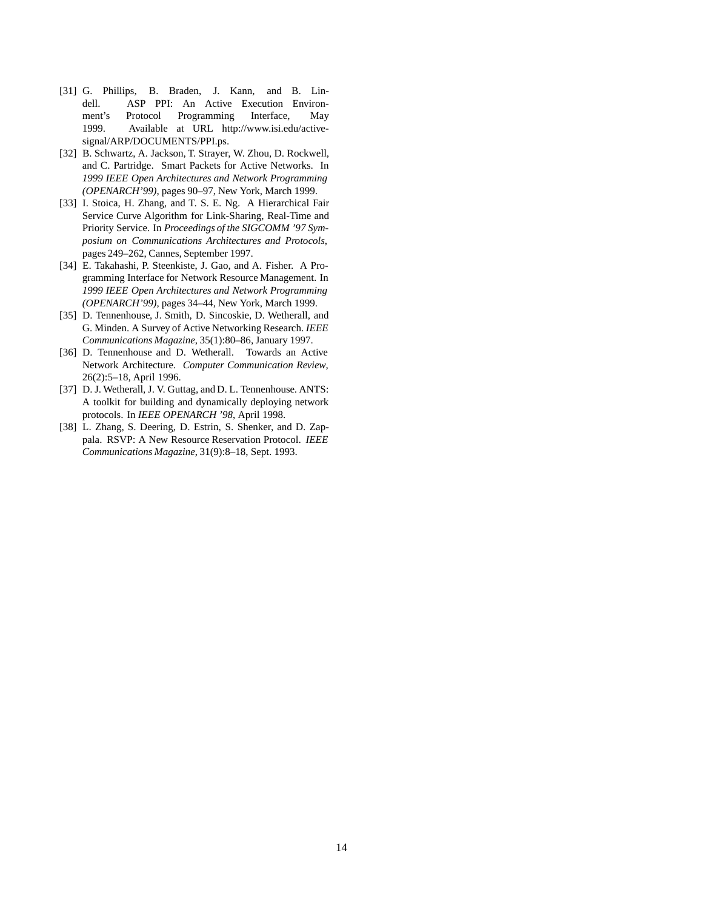[31] G. Phillips, B. Braden, J. Kann, and B. Lindell. ASP PPI: An Active Execution Environment's Protocol Programming Interface, May 1999. Available at URL http://www.isi.edu/active-signal/ARP/DOCUMENTS/PPI.ps.

[32] B. Schwartz, A. Jackson, T. Strayer, W. Zhou, D. Rockwell, and C. Partridge. Smart Packets for Active Networks. In *1999 IEEE Open Architectures and Network Programming (OPENARCH'99)*, pages 90–97, New York, March 1999.

[33] I. Stoica, H. Zhang, and T. S. E. Ng. A Hierarchical Fair Service Curve Algorithm for Link-Sharing, Real-Time and Priority Service. In *Proceedings of the SIGCOMM '97 Symposium on Communications Architectures and Protocols*, pages 249–262, Cannes, September 1997.

[34] E. Takahashi, P. Steenkiste, J. Gao, and A. Fisher. A Programming Interface for Network Resource Management. In *1999 IEEE Open Architectures and Network Programming (OPENARCH'99)*, pages 34–44, New York, March 1999.

[35] D. Tennenhouse, J. Smith, D. Sincoskie, D. Wetherall, and G. Minden. A Survey of Active Networking Research. *IEEE Communications Magazine*, 35(1):80–86, January 1997.

[36] D. Tennenhouse and D. Wetherall. Towards an Active Network Architecture. *Computer Communication Review*, 26(2):5–18, April 1996.

[37] D. J. Wetherall, J. V. Guttag, and D. L. Tennenhouse. ANTS: A toolkit for building and dynamically deploying network protocols. In *IEEE OPENARCH '98*, April 1998.

[38] L. Zhang, S. Deering, D. Estrin, S. Shenker, and D. Zappala. RSVP: A New Resource Reservation Protocol. *IEEE Communications Magazine*, 31(9):8–18, Sept. 1993.